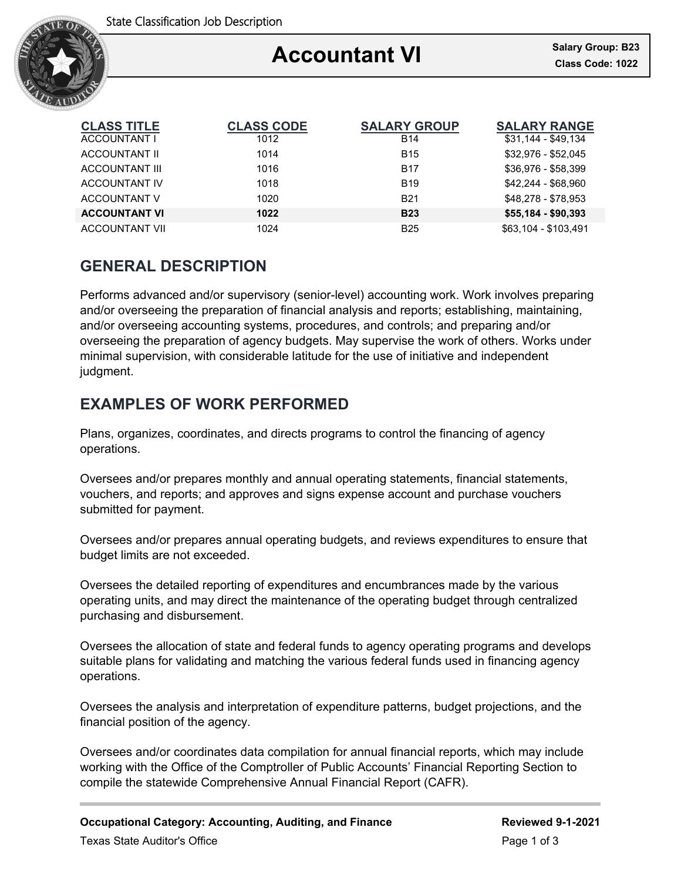State Classification Job Description

# Accountant VI

**Salary Group: B23**
**Class Code: 1022**

| CLASS TITLE | CLASS CODE | SALARY GROUP | SALARY RANGE |
|---|---|---|---|
| ACCOUNTANT I | 1012 | B14 | $31,144 - $49,134 |
| ACCOUNTANT II | 1014 | B15 | $32,976 - $52,045 |
| ACCOUNTANT III | 1016 | B17 | $36,976 - $58,399 |
| ACCOUNTANT IV | 1018 | B19 | $42,244 - $68,960 |
| ACCOUNTANT V | 1020 | B21 | $48,278 - $78,953 |
| **ACCOUNTANT VI** | **1022** | **B23** | **$55,184 - $90,393** |
| ACCOUNTANT VII | 1024 | B25 | $63,104 - $103,491 |

## GENERAL DESCRIPTION

Performs advanced and/or supervisory (senior-level) accounting work. Work involves preparing and/or overseeing the preparation of financial analysis and reports; establishing, maintaining, and/or overseeing accounting systems, procedures, and controls; and preparing and/or overseeing the preparation of agency budgets. May supervise the work of others. Works under minimal supervision, with considerable latitude for the use of initiative and independent judgment.

## EXAMPLES OF WORK PERFORMED

Plans, organizes, coordinates, and directs programs to control the financing of agency operations.

Oversees and/or prepares monthly and annual operating statements, financial statements, vouchers, and reports; and approves and signs expense account and purchase vouchers submitted for payment.

Oversees and/or prepares annual operating budgets, and reviews expenditures to ensure that budget limits are not exceeded.

Oversees the detailed reporting of expenditures and encumbrances made by the various operating units, and may direct the maintenance of the operating budget through centralized purchasing and disbursement.

Oversees the allocation of state and federal funds to agency operating programs and develops suitable plans for validating and matching the various federal funds used in financing agency operations.

Oversees the analysis and interpretation of expenditure patterns, budget projections, and the financial position of the agency.

Oversees and/or coordinates data compilation for annual financial reports, which may include working with the Office of the Comptroller of Public Accounts' Financial Reporting Section to compile the statewide Comprehensive Annual Financial Report (CAFR).

**Occupational Category: Accounting, Auditing, and Finance**

**Reviewed 9-1-2021**

Texas State Auditor's Office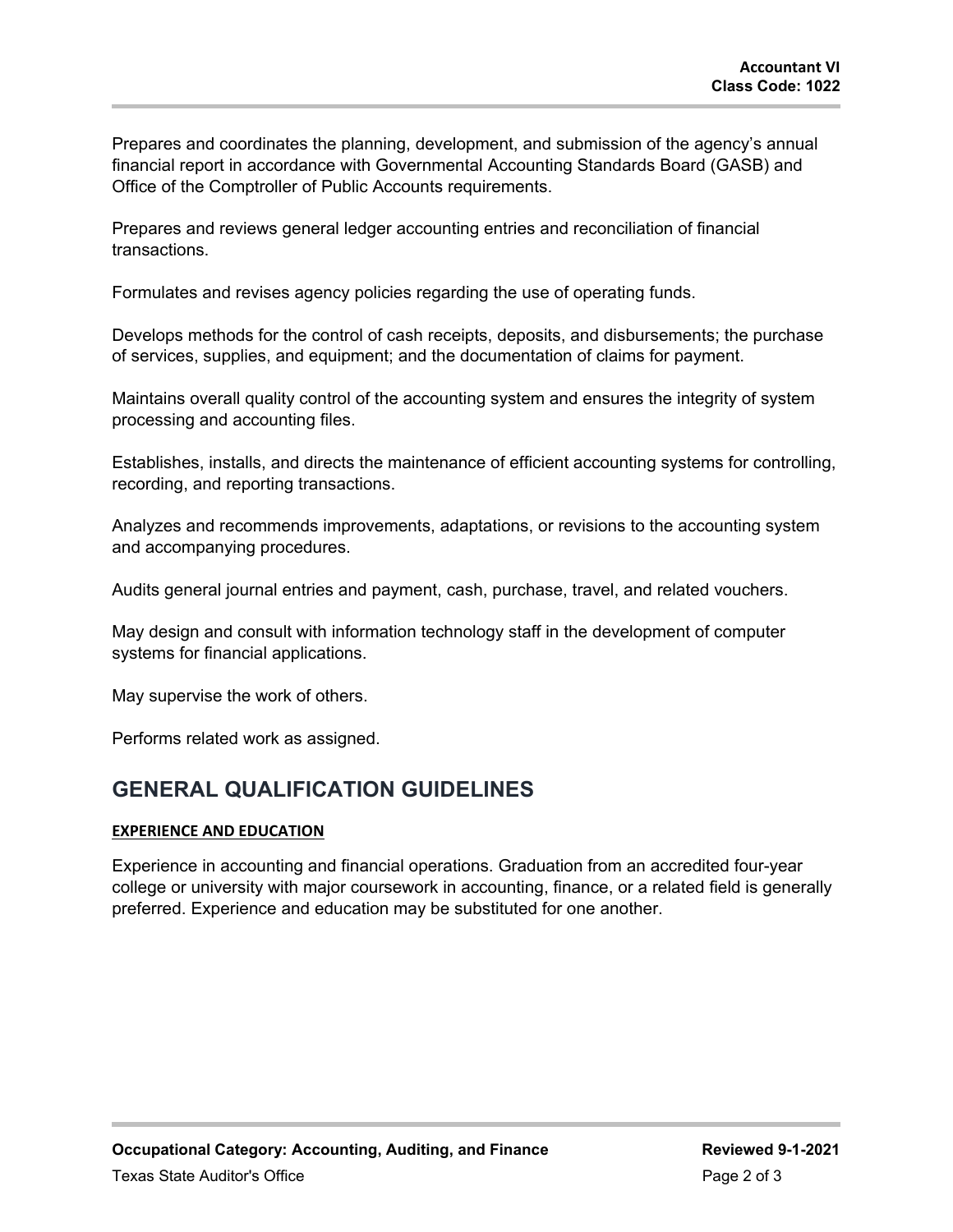Prepares and coordinates the planning, development, and submission of the agency's annual financial report in accordance with Governmental Accounting Standards Board (GASB) and Office of the Comptroller of Public Accounts requirements.

Prepares and reviews general ledger accounting entries and reconciliation of financial transactions.

Formulates and revises agency policies regarding the use of operating funds.

Develops methods for the control of cash receipts, deposits, and disbursements; the purchase of services, supplies, and equipment; and the documentation of claims for payment.

Maintains overall quality control of the accounting system and ensures the integrity of system processing and accounting files.

Establishes, installs, and directs the maintenance of efficient accounting systems for controlling, recording, and reporting transactions.

Analyzes and recommends improvements, adaptations, or revisions to the accounting system and accompanying procedures.

Audits general journal entries and payment, cash, purchase, travel, and related vouchers.

May design and consult with information technology staff in the development of computer systems for financial applications.

May supervise the work of others.

Performs related work as assigned.

## GENERAL QUALIFICATION GUIDELINES

**EXPERIENCE AND EDUCATION**

Experience in accounting and financial operations. Graduation from an accredited four-year college or university with major coursework in accounting, finance, or a related field is generally preferred. Experience and education may be substituted for one another.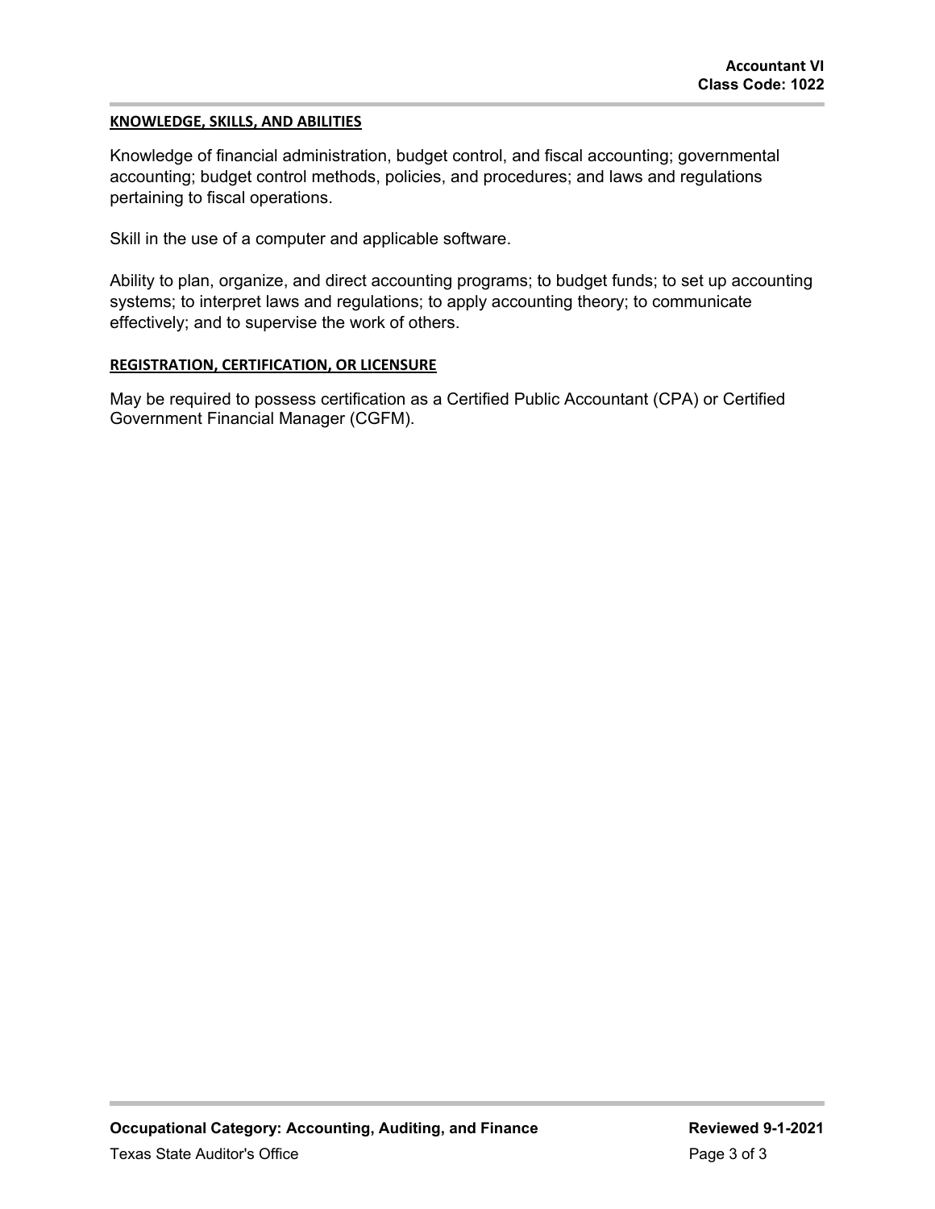## KNOWLEDGE, SKILLS, AND ABILITIES

Knowledge of financial administration, budget control, and fiscal accounting; governmental accounting; budget control methods, policies, and procedures; and laws and regulations pertaining to fiscal operations.

Skill in the use of a computer and applicable software.

Ability to plan, organize, and direct accounting programs; to budget funds; to set up accounting systems; to interpret laws and regulations; to apply accounting theory; to communicate effectively; and to supervise the work of others.

## REGISTRATION, CERTIFICATION, OR LICENSURE

May be required to possess certification as a Certified Public Accountant (CPA) or Certified Government Financial Manager (CGFM).